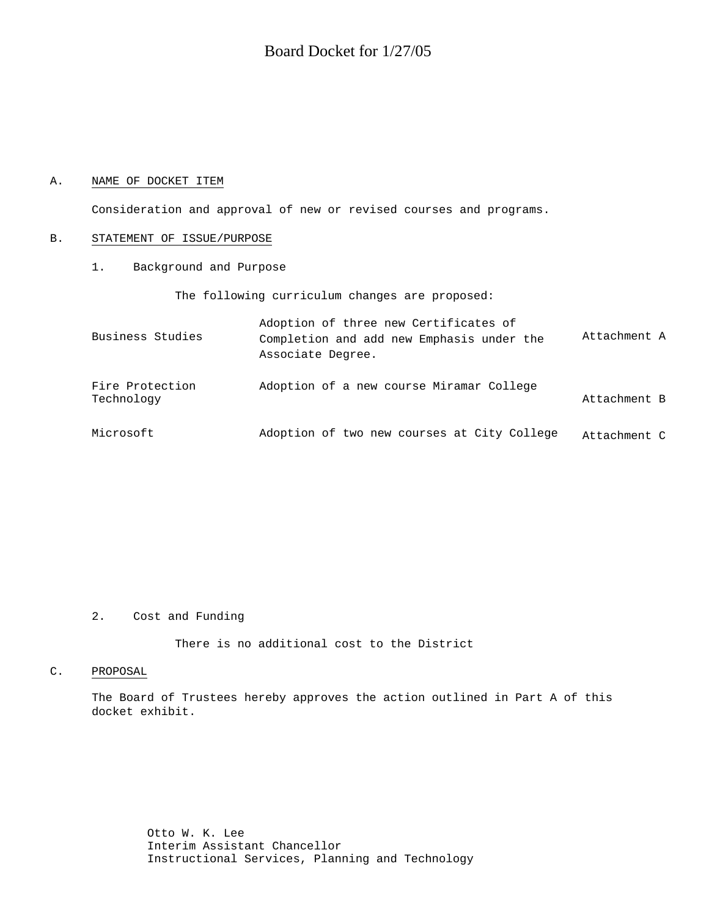# Board Docket for 1/27/05

A. NAME OF DOCKET ITEM

Consideration and approval of new or revised courses and programs.

B. STATEMENT OF ISSUE/PURPOSE

1. Background and Purpose

The following curriculum changes are proposed:

| | | |
|---|---|---|
| Business Studies | Adoption of three new Certificates of Completion and add new Emphasis under the Associate Degree. | Attachment A |
| Fire Protection Technology | Adoption of a new course Miramar College | Attachment B |
| Microsoft | Adoption of two new courses at City College | Attachment C |

2. Cost and Funding

There is no additional cost to the District

C. PROPOSAL

The Board of Trustees hereby approves the action outlined in Part A of this docket exhibit.

Otto W. K. Lee
Interim Assistant Chancellor
Instructional Services, Planning and Technology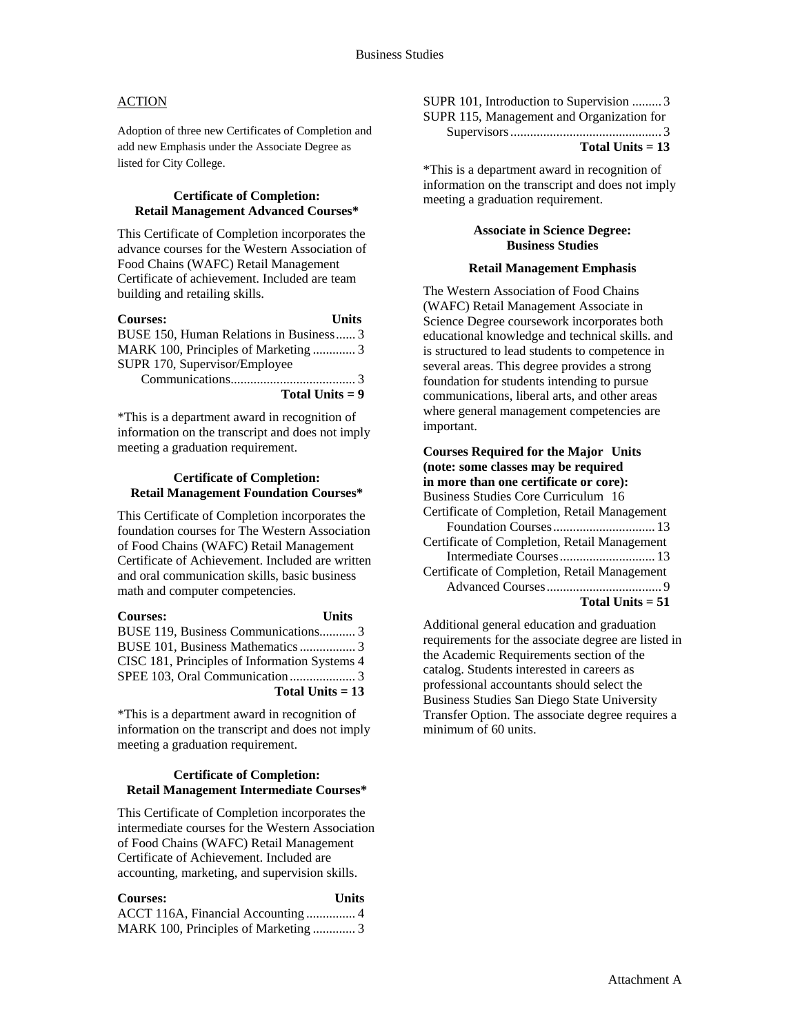## ACTION

Adoption of three new Certificates of Completion and add new Emphasis under the Associate Degree as listed for City College.

### Certificate of Completion: Retail Management Advanced Courses*

This Certificate of Completion incorporates the advance courses for the Western Association of Food Chains (WAFC) Retail Management Certificate of achievement. Included are team building and retailing skills.

| Courses: | Units |
|---|---|
| BUSE 150, Human Relations in Business | 3 |
| MARK 100, Principles of Marketing | 3 |
| SUPR 170, Supervisor/Employee Communications | 3 |
| **Total Units = 9** | |

*This is a department award in recognition of information on the transcript and does not imply meeting a graduation requirement.

### Certificate of Completion: Retail Management Foundation Courses*

This Certificate of Completion incorporates the foundation courses for The Western Association of Food Chains (WAFC) Retail Management Certificate of Achievement. Included are written and oral communication skills, basic business math and computer competencies.

| Courses: | Units |
|---|---|
| BUSE 119, Business Communications | 3 |
| BUSE 101, Business Mathematics | 3 |
| CISC 181, Principles of Information Systems | 4 |
| SPEE 103, Oral Communication | 3 |
| **Total Units = 13** | |

*This is a department award in recognition of information on the transcript and does not imply meeting a graduation requirement.

### Certificate of Completion: Retail Management Intermediate Courses*

This Certificate of Completion incorporates the intermediate courses for the Western Association of Food Chains (WAFC) Retail Management Certificate of Achievement. Included are accounting, marketing, and supervision skills.

| Courses: | Units |
|---|---|
| ACCT 116A, Financial Accounting | 4 |
| MARK 100, Principles of Marketing | 3 |
| SUPR 101, Introduction to Supervision | 3 |
| SUPR 115, Management and Organization for Supervisors | 3 |
| **Total Units = 13** | |

*This is a department award in recognition of information on the transcript and does not imply meeting a graduation requirement.

### Associate in Science Degree: Business Studies

#### Retail Management Emphasis

The Western Association of Food Chains (WAFC) Retail Management Associate in Science Degree coursework incorporates both educational knowledge and technical skills. and is structured to lead students to competence in several areas. This degree provides a strong foundation for students intending to pursue communications, liberal arts, and other areas where general management competencies are important.

| Courses Required for the Major (note: some classes may be required in more than one certificate or core): | Units |
|---|---|
| Business Studies Core Curriculum | 16 |
| Certificate of Completion, Retail Management Foundation Courses | 13 |
| Certificate of Completion, Retail Management Intermediate Courses | 13 |
| Certificate of Completion, Retail Management Advanced Courses | 9 |
| **Total Units = 51** | |

Additional general education and graduation requirements for the associate degree are listed in the Academic Requirements section of the catalog. Students interested in careers as professional accountants should select the Business Studies San Diego State University Transfer Option. The associate degree requires a minimum of 60 units.

Attachment A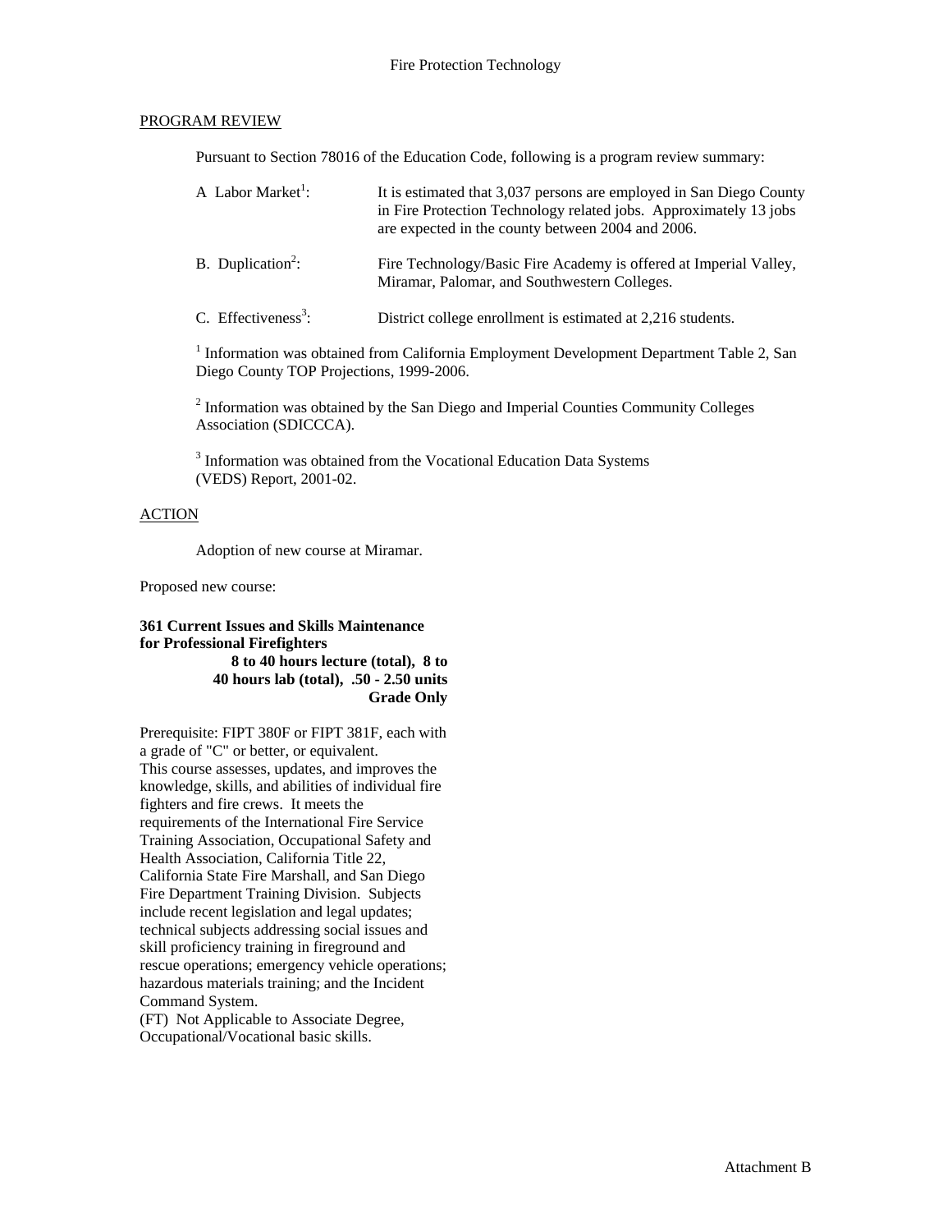# Fire Protection Technology

PROGRAM REVIEW

Pursuant to Section 78016 of the Education Code, following is a program review summary:

A Labor Market[1]: It is estimated that 3,037 persons are employed in San Diego County in Fire Protection Technology related jobs. Approximately 13 jobs are expected in the county between 2004 and 2006.

B. Duplication[2]: Fire Technology/Basic Fire Academy is offered at Imperial Valley, Miramar, Palomar, and Southwestern Colleges.

C. Effectiveness[3]: District college enrollment is estimated at 2,216 students.

[1] Information was obtained from California Employment Development Department Table 2, San Diego County TOP Projections, 1999-2006.

[2] Information was obtained by the San Diego and Imperial Counties Community Colleges Association (SDICCCA).

[3] Information was obtained from the Vocational Education Data Systems (VEDS) Report, 2001-02.

ACTION

Adoption of new course at Miramar.

Proposed new course:

**361 Current Issues and Skills Maintenance for Professional Firefighters**
**8 to 40 hours lecture (total), 8 to 40 hours lab (total), .50 - 2.50 units**
**Grade Only**

Prerequisite: FIPT 380F or FIPT 381F, each with a grade of "C" or better, or equivalent.
This course assesses, updates, and improves the knowledge, skills, and abilities of individual fire fighters and fire crews. It meets the requirements of the International Fire Service Training Association, Occupational Safety and Health Association, California Title 22, California State Fire Marshall, and San Diego Fire Department Training Division. Subjects include recent legislation and legal updates; technical subjects addressing social issues and skill proficiency training in fireground and rescue operations; emergency vehicle operations; hazardous materials training; and the Incident Command System.
(FT) Not Applicable to Associate Degree, Occupational/Vocational basic skills.

Attachment B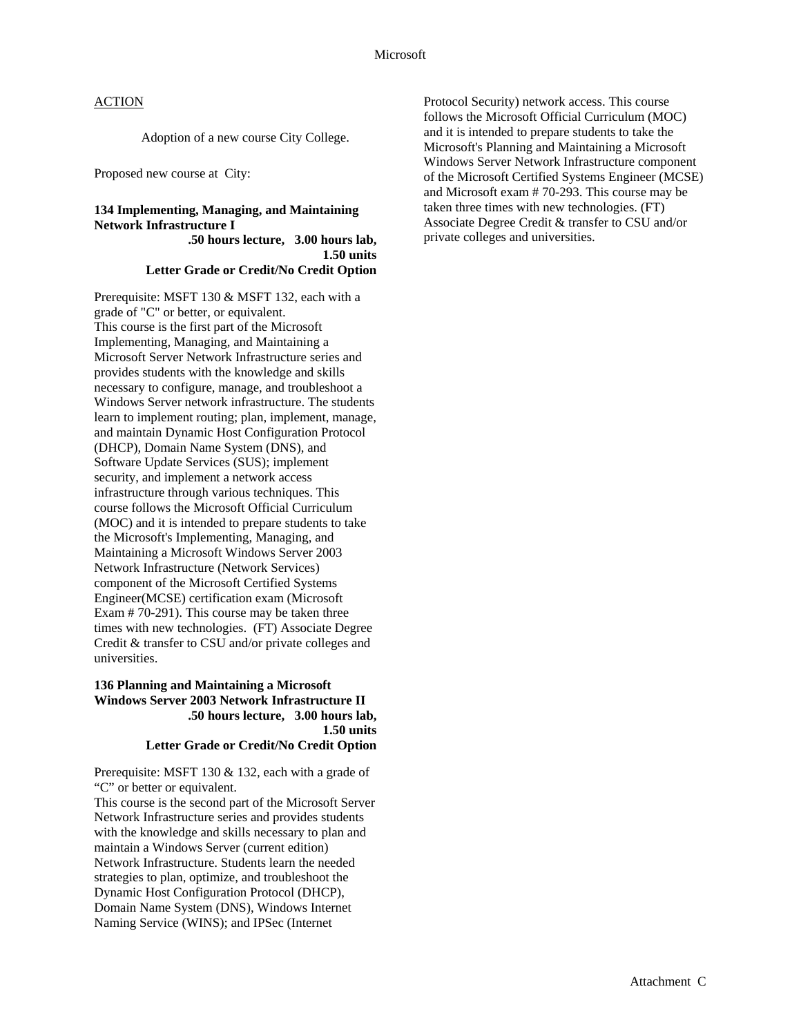## ACTION

Adoption of a new course City College.

Proposed new course at City:

**134 Implementing, Managing, and Maintaining Network Infrastructure I**
**.50 hours lecture, 3.00 hours lab, 1.50 units**
**Letter Grade or Credit/No Credit Option**

Prerequisite: MSFT 130 & MSFT 132, each with a grade of "C" or better, or equivalent.
This course is the first part of the Microsoft Implementing, Managing, and Maintaining a Microsoft Server Network Infrastructure series and provides students with the knowledge and skills necessary to configure, manage, and troubleshoot a Windows Server network infrastructure. The students learn to implement routing; plan, implement, manage, and maintain Dynamic Host Configuration Protocol (DHCP), Domain Name System (DNS), and Software Update Services (SUS); implement security, and implement a network access infrastructure through various techniques. This course follows the Microsoft Official Curriculum (MOC) and it is intended to prepare students to take the Microsoft's Implementing, Managing, and Maintaining a Microsoft Windows Server 2003 Network Infrastructure (Network Services) component of the Microsoft Certified Systems Engineer(MCSE) certification exam (Microsoft Exam # 70-291). This course may be taken three times with new technologies. (FT) Associate Degree Credit & transfer to CSU and/or private colleges and universities.

**136 Planning and Maintaining a Microsoft Windows Server 2003 Network Infrastructure II**
**.50 hours lecture, 3.00 hours lab, 1.50 units**
**Letter Grade or Credit/No Credit Option**

Prerequisite: MSFT 130 & 132, each with a grade of "C" or better or equivalent.
This course is the second part of the Microsoft Server Network Infrastructure series and provides students with the knowledge and skills necessary to plan and maintain a Windows Server (current edition) Network Infrastructure. Students learn the needed strategies to plan, optimize, and troubleshoot the Dynamic Host Configuration Protocol (DHCP), Domain Name System (DNS), Windows Internet Naming Service (WINS); and IPSec (Internet Protocol Security) network access. This course follows the Microsoft Official Curriculum (MOC) and it is intended to prepare students to take the Microsoft's Planning and Maintaining a Microsoft Windows Server Network Infrastructure component of the Microsoft Certified Systems Engineer (MCSE) and Microsoft exam # 70-293. This course may be taken three times with new technologies. (FT) Associate Degree Credit & transfer to CSU and/or private colleges and universities.

Attachment C